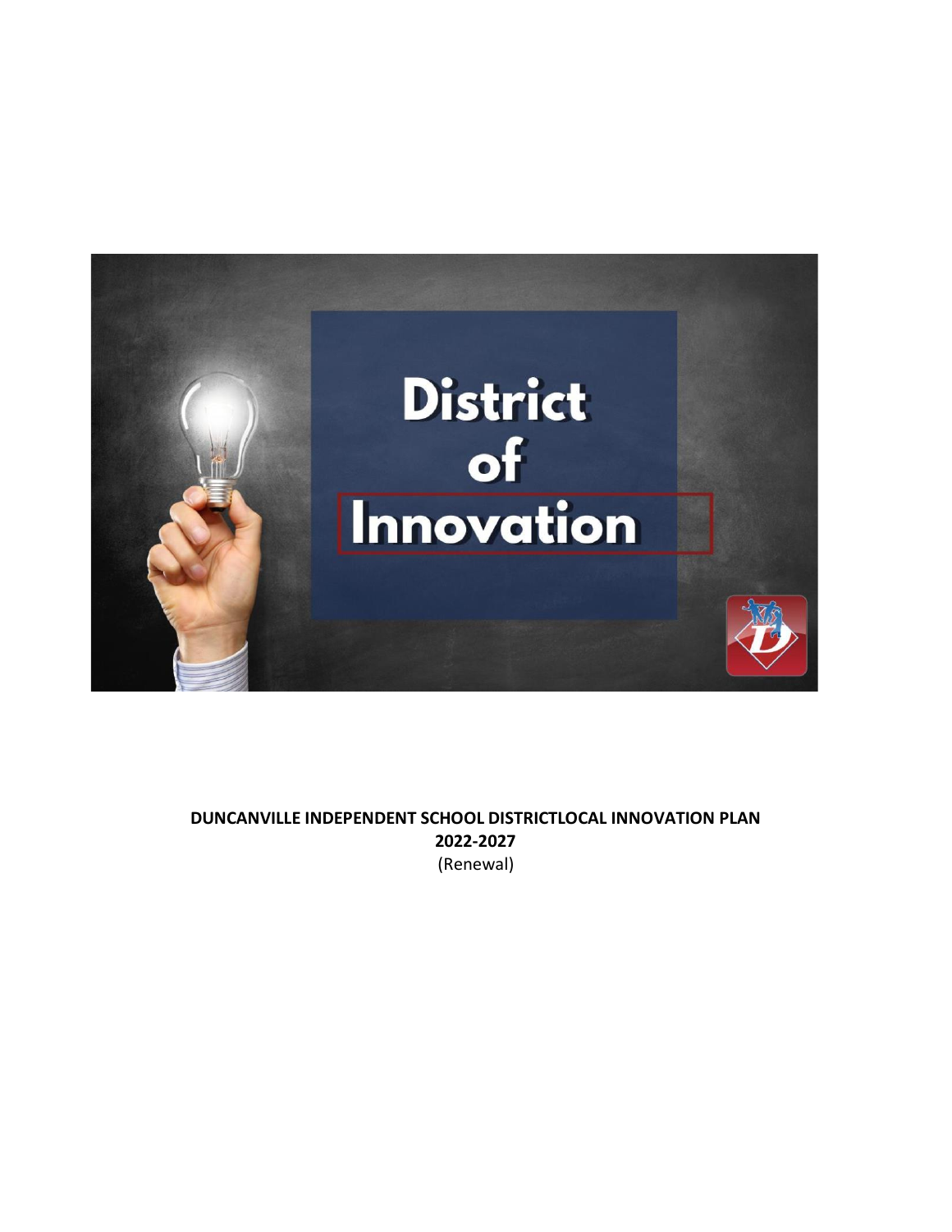District of Innovation

**DUNCANVILLE INDEPENDENT SCHOOL DISTRICTLOCAL INNOVATION PLAN**
**2022-2027**
(Renewal)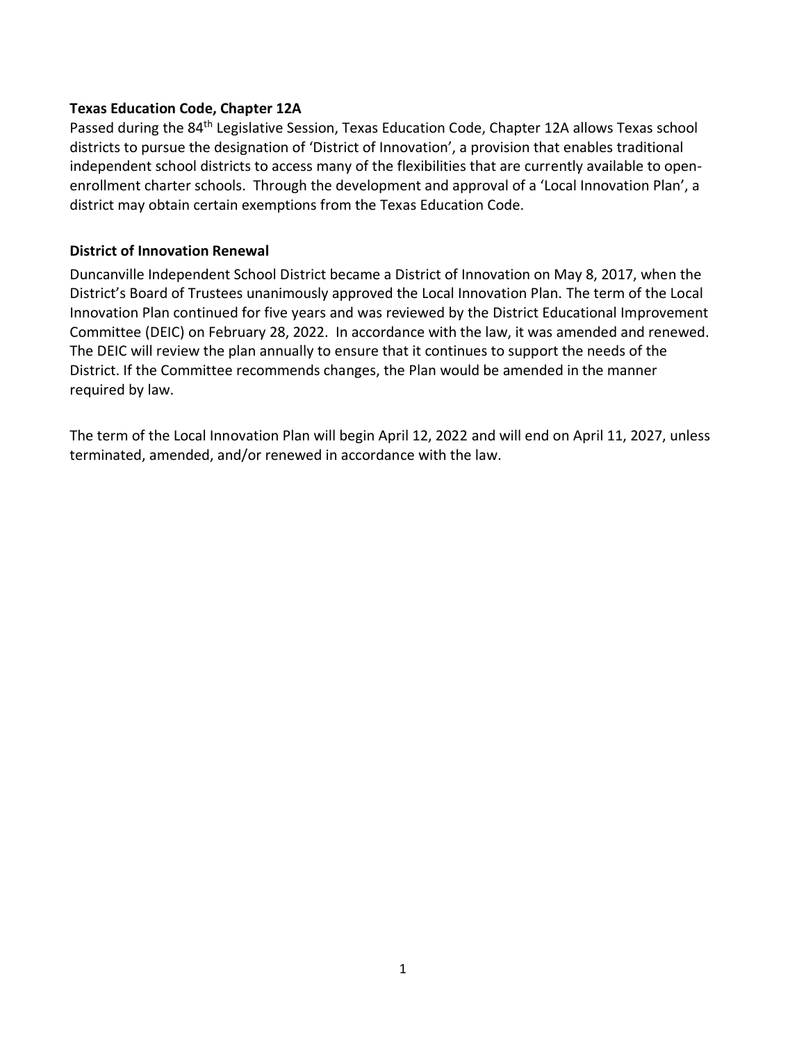**Texas Education Code, Chapter 12A**

Passed during the 84th Legislative Session, Texas Education Code, Chapter 12A allows Texas school districts to pursue the designation of 'District of Innovation', a provision that enables traditional independent school districts to access many of the flexibilities that are currently available to open-enrollment charter schools. Through the development and approval of a 'Local Innovation Plan', a district may obtain certain exemptions from the Texas Education Code.

**District of Innovation Renewal**

Duncanville Independent School District became a District of Innovation on May 8, 2017, when the District's Board of Trustees unanimously approved the Local Innovation Plan. The term of the Local Innovation Plan continued for five years and was reviewed by the District Educational Improvement Committee (DEIC) on February 28, 2022. In accordance with the law, it was amended and renewed. The DEIC will review the plan annually to ensure that it continues to support the needs of the District. If the Committee recommends changes, the Plan would be amended in the manner required by law.

The term of the Local Innovation Plan will begin April 12, 2022 and will end on April 11, 2027, unless terminated, amended, and/or renewed in accordance with the law.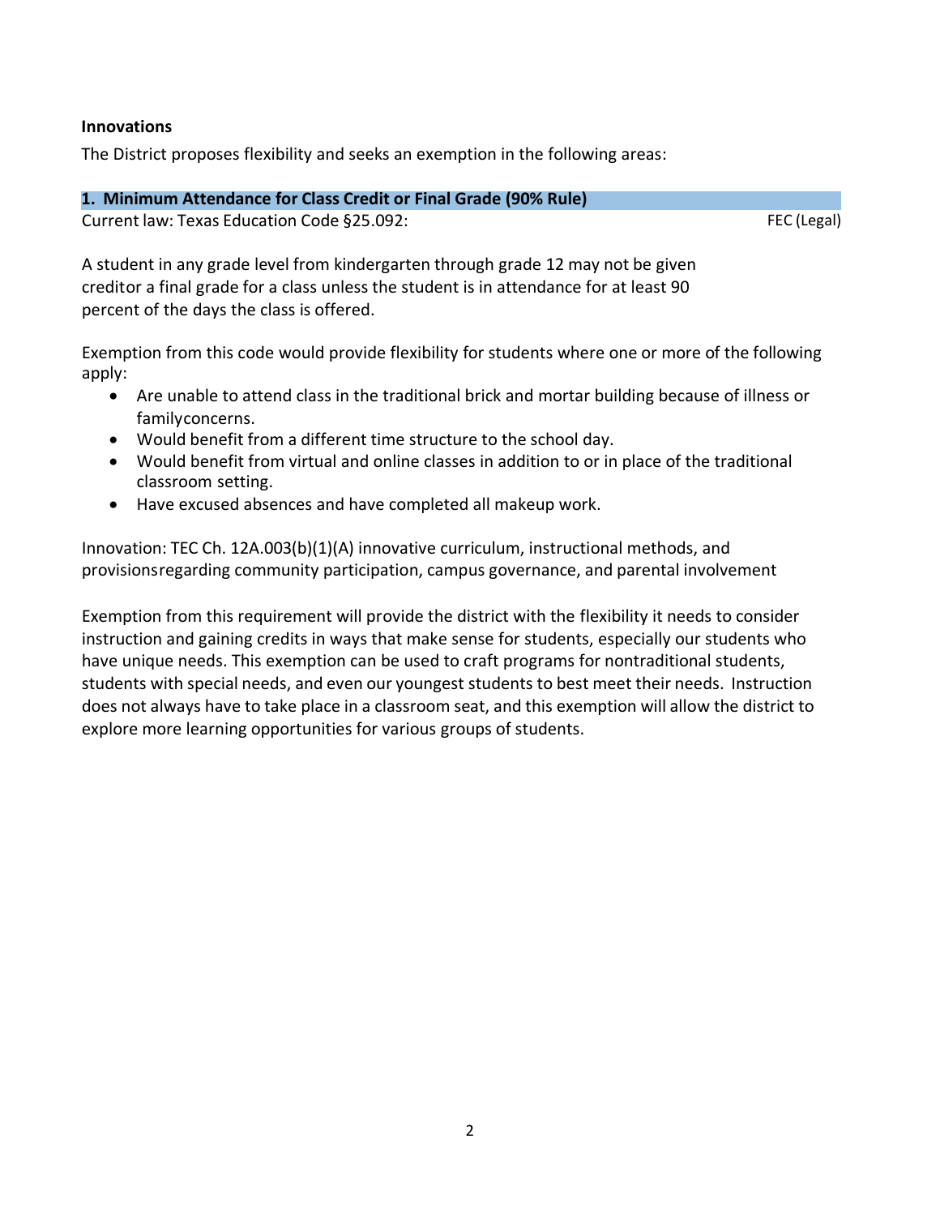**Innovations**

The District proposes flexibility and seeks an exemption in the following areas:

### 1. Minimum Attendance for Class Credit or Final Grade (90% Rule)

Current law: Texas Education Code §25.092: FEC (Legal)

A student in any grade level from kindergarten through grade 12 may not be given creditor a final grade for a class unless the student is in attendance for at least 90 percent of the days the class is offered.

Exemption from this code would provide flexibility for students where one or more of the following apply:

- Are unable to attend class in the traditional brick and mortar building because of illness or familyconcerns.
- Would benefit from a different time structure to the school day.
- Would benefit from virtual and online classes in addition to or in place of the traditional classroom setting.
- Have excused absences and have completed all makeup work.

Innovation: TEC Ch. 12A.003(b)(1)(A) innovative curriculum, instructional methods, and provisionsregarding community participation, campus governance, and parental involvement

Exemption from this requirement will provide the district with the flexibility it needs to consider instruction and gaining credits in ways that make sense for students, especially our students who have unique needs. This exemption can be used to craft programs for nontraditional students, students with special needs, and even our youngest students to best meet their needs. Instruction does not always have to take place in a classroom seat, and this exemption will allow the district to explore more learning opportunities for various groups of students.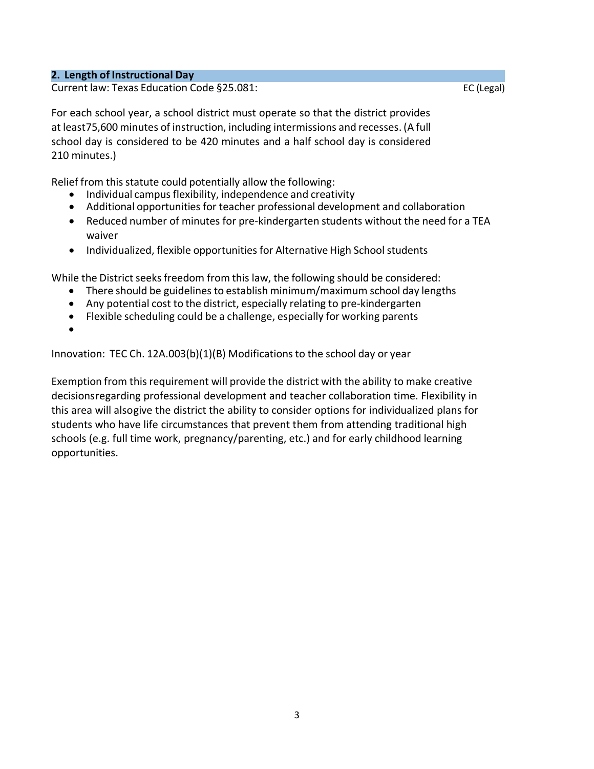## 2. Length of Instructional Day

Current law: Texas Education Code §25.081: EC (Legal)

For each school year, a school district must operate so that the district provides at least75,600 minutes of instruction, including intermissions and recesses. (A full school day is considered to be 420 minutes and a half school day is considered 210 minutes.)

Relief from this statute could potentially allow the following:

- Individual campus flexibility, independence and creativity
- Additional opportunities for teacher professional development and collaboration
- Reduced number of minutes for pre-kindergarten students without the need for a TEA waiver
- Individualized, flexible opportunities for Alternative High School students

While the District seeks freedom from this law, the following should be considered:

- There should be guidelines to establish minimum/maximum school day lengths
- Any potential cost to the district, especially relating to pre-kindergarten
- Flexible scheduling could be a challenge, especially for working parents
-

Innovation: TEC Ch. 12A.003(b)(1)(B) Modifications to the school day or year

Exemption from this requirement will provide the district with the ability to make creative decisionsregarding professional development and teacher collaboration time. Flexibility in this area will alsogive the district the ability to consider options for individualized plans for students who have life circumstances that prevent them from attending traditional high schools (e.g. full time work, pregnancy/parenting, etc.) and for early childhood learning opportunities.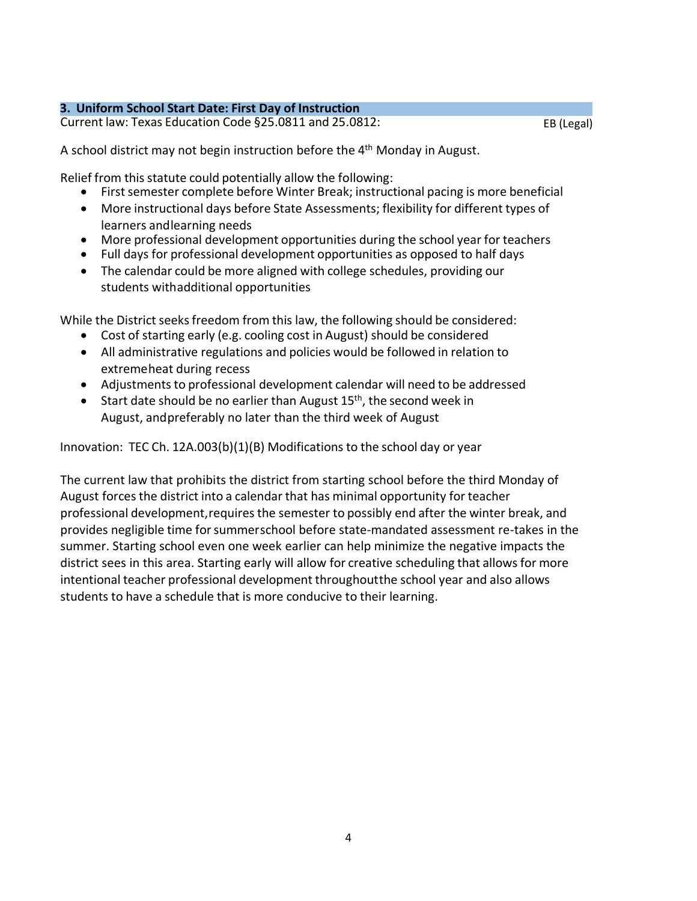### 3. Uniform School Start Date: First Day of Instruction

Current law: Texas Education Code §25.0811 and 25.0812: EB (Legal)

A school district may not begin instruction before the 4th Monday in August.

Relief from this statute could potentially allow the following:

- First semester complete before Winter Break; instructional pacing is more beneficial
- More instructional days before State Assessments; flexibility for different types of learners andlearning needs
- More professional development opportunities during the school year for teachers
- Full days for professional development opportunities as opposed to half days
- The calendar could be more aligned with college schedules, providing our students withadditional opportunities

While the District seeks freedom from this law, the following should be considered:

- Cost of starting early (e.g. cooling cost in August) should be considered
- All administrative regulations and policies would be followed in relation to extremeheat during recess
- Adjustments to professional development calendar will need to be addressed
- Start date should be no earlier than August 15th, the second week in August, andpreferably no later than the third week of August

Innovation: TEC Ch. 12A.003(b)(1)(B) Modifications to the school day or year

The current law that prohibits the district from starting school before the third Monday of August forces the district into a calendar that has minimal opportunity for teacher professional development,requires the semester to possibly end after the winter break, and provides negligible time for summerschool before state-mandated assessment re-takes in the summer. Starting school even one week earlier can help minimize the negative impacts the district sees in this area. Starting early will allow for creative scheduling that allows for more intentional teacher professional development throughoutthe school year and also allows students to have a schedule that is more conducive to their learning.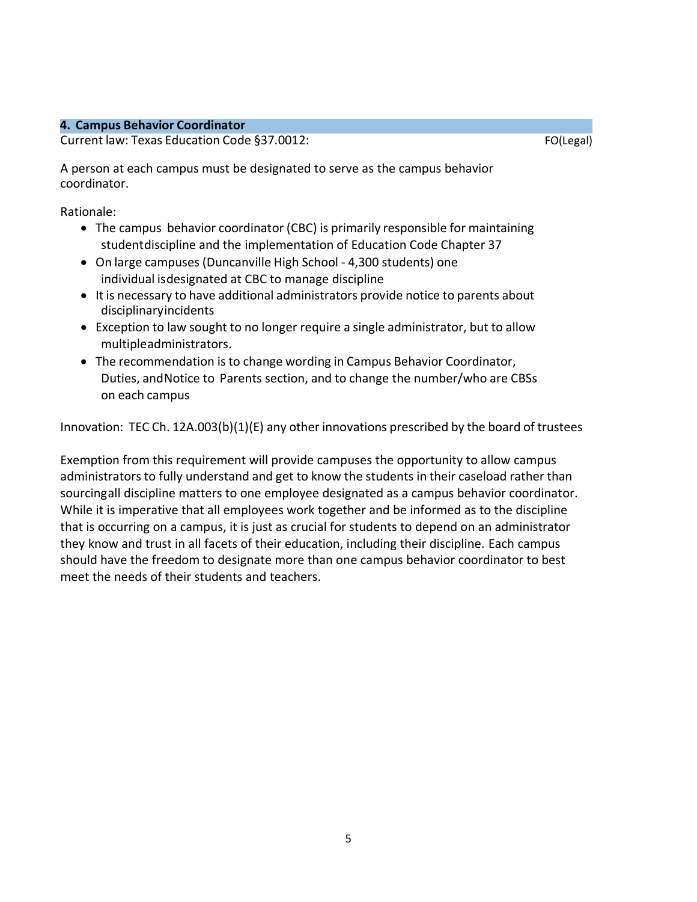### 4. Campus Behavior Coordinator

Current law: Texas Education Code §37.0012: FO(Legal)

A person at each campus must be designated to serve as the campus behavior coordinator.

Rationale:

- The campus behavior coordinator (CBC) is primarily responsible for maintaining studentdiscipline and the implementation of Education Code Chapter 37
- On large campuses (Duncanville High School - 4,300 students) one individual isdesignated at CBC to manage discipline
- It is necessary to have additional administrators provide notice to parents about disciplinaryincidents
- Exception to law sought to no longer require a single administrator, but to allow multipleadministrators.
- The recommendation is to change wording in Campus Behavior Coordinator, Duties, andNotice to Parents section, and to change the number/who are CBSs on each campus

Innovation: TEC Ch. 12A.003(b)(1)(E) any other innovations prescribed by the board of trustees

Exemption from this requirement will provide campuses the opportunity to allow campus administrators to fully understand and get to know the students in their caseload rather than sourcingall discipline matters to one employee designated as a campus behavior coordinator. While it is imperative that all employees work together and be informed as to the discipline that is occurring on a campus, it is just as crucial for students to depend on an administrator they know and trust in all facets of their education, including their discipline. Each campus should have the freedom to designate more than one campus behavior coordinator to best meet the needs of their students and teachers.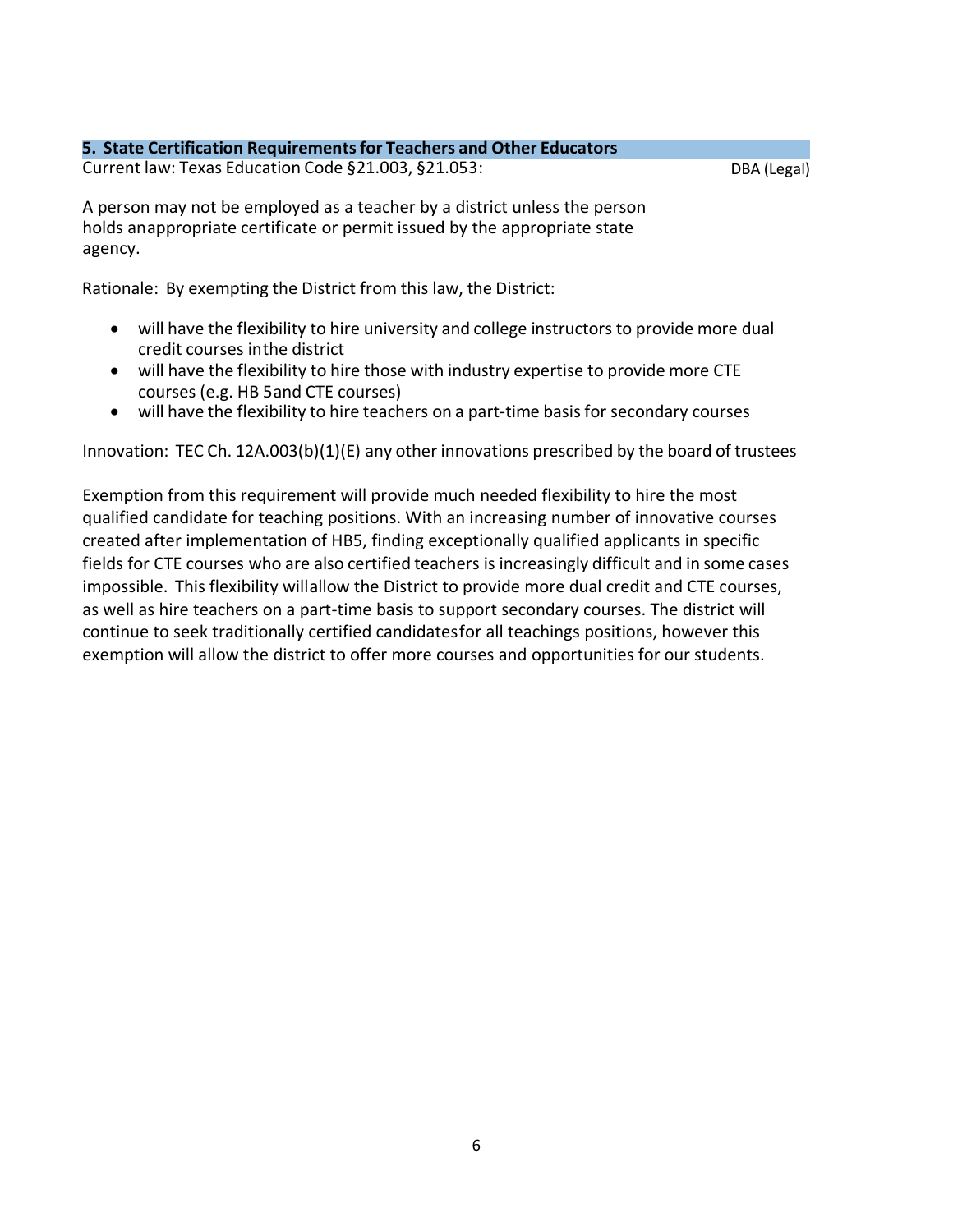## 5. State Certification Requirements for Teachers and Other Educators

Current law: Texas Education Code §21.003, §21.053: DBA (Legal)

A person may not be employed as a teacher by a district unless the person holds an appropriate certificate or permit issued by the appropriate state agency.

Rationale: By exempting the District from this law, the District:

- will have the flexibility to hire university and college instructors to provide more dual credit courses in the district
- will have the flexibility to hire those with industry expertise to provide more CTE courses (e.g. HB 5 and CTE courses)
- will have the flexibility to hire teachers on a part-time basis for secondary courses

Innovation: TEC Ch. 12A.003(b)(1)(E) any other innovations prescribed by the board of trustees

Exemption from this requirement will provide much needed flexibility to hire the most qualified candidate for teaching positions. With an increasing number of innovative courses created after implementation of HB5, finding exceptionally qualified applicants in specific fields for CTE courses who are also certified teachers is increasingly difficult and in some cases impossible. This flexibility will allow the District to provide more dual credit and CTE courses, as well as hire teachers on a part-time basis to support secondary courses. The district will continue to seek traditionally certified candidates for all teachings positions, however this exemption will allow the district to offer more courses and opportunities for our students.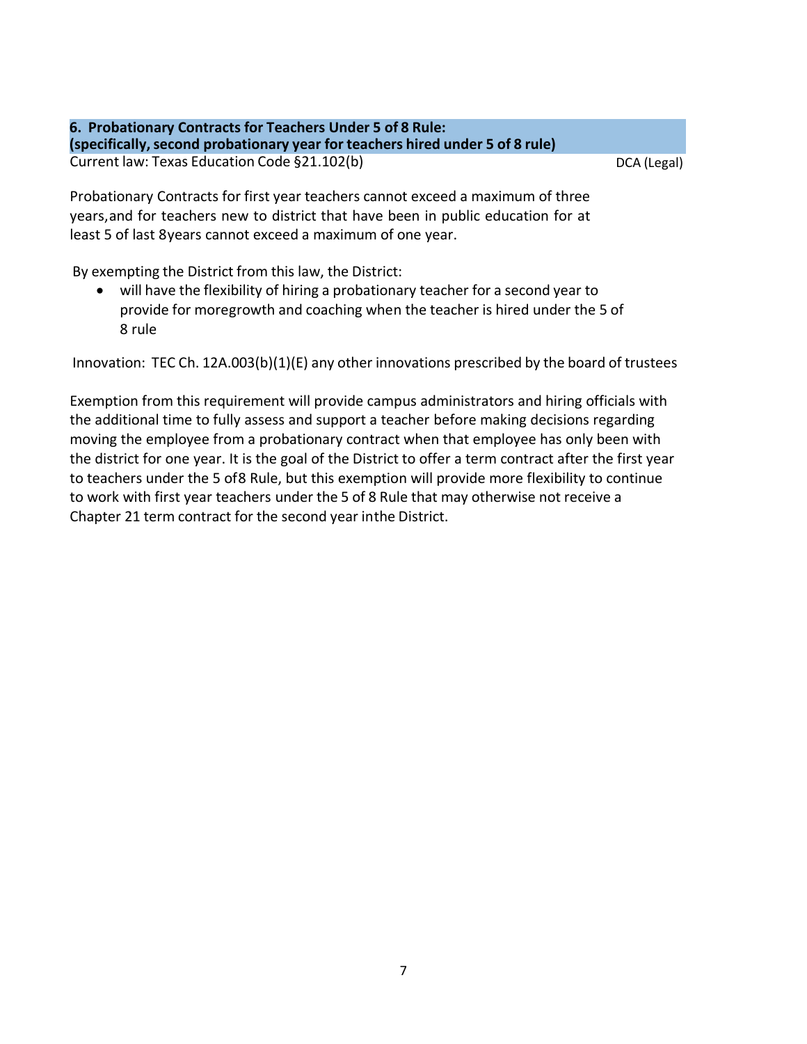**6. Probationary Contracts for Teachers Under 5 of 8 Rule:**
**(specifically, second probationary year for teachers hired under 5 of 8 rule)**

Current law: Texas Education Code §21.102(b) DCA (Legal)

Probationary Contracts for first year teachers cannot exceed a maximum of three years,and for teachers new to district that have been in public education for at least 5 of last 8years cannot exceed a maximum of one year.

By exempting the District from this law, the District:

- will have the flexibility of hiring a probationary teacher for a second year to provide for moregrowth and coaching when the teacher is hired under the 5 of 8 rule

Innovation: TEC Ch. 12A.003(b)(1)(E) any other innovations prescribed by the board of trustees

Exemption from this requirement will provide campus administrators and hiring officials with the additional time to fully assess and support a teacher before making decisions regarding moving the employee from a probationary contract when that employee has only been with the district for one year. It is the goal of the District to offer a term contract after the first year to teachers under the 5 of8 Rule, but this exemption will provide more flexibility to continue to work with first year teachers under the 5 of 8 Rule that may otherwise not receive a Chapter 21 term contract for the second year inthe District.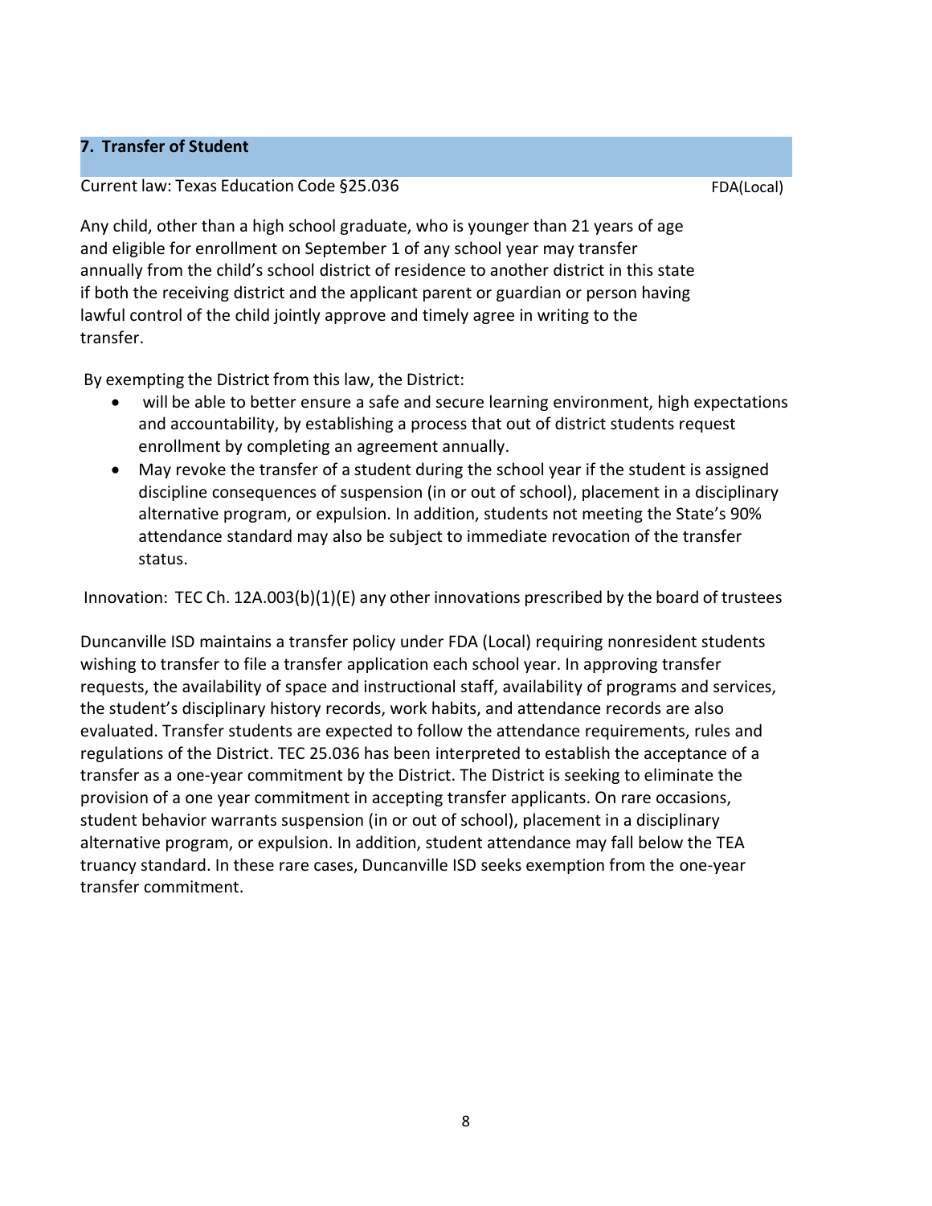## 7. Transfer of Student

Current law: Texas Education Code §25.036 FDA(Local)

Any child, other than a high school graduate, who is younger than 21 years of age and eligible for enrollment on September 1 of any school year may transfer annually from the child's school district of residence to another district in this state if both the receiving district and the applicant parent or guardian or person having lawful control of the child jointly approve and timely agree in writing to the transfer.

By exempting the District from this law, the District:

- will be able to better ensure a safe and secure learning environment, high expectations and accountability, by establishing a process that out of district students request enrollment by completing an agreement annually.
- May revoke the transfer of a student during the school year if the student is assigned discipline consequences of suspension (in or out of school), placement in a disciplinary alternative program, or expulsion. In addition, students not meeting the State's 90% attendance standard may also be subject to immediate revocation of the transfer status.

Innovation: TEC Ch. 12A.003(b)(1)(E) any other innovations prescribed by the board of trustees

Duncanville ISD maintains a transfer policy under FDA (Local) requiring nonresident students wishing to transfer to file a transfer application each school year. In approving transfer requests, the availability of space and instructional staff, availability of programs and services, the student's disciplinary history records, work habits, and attendance records are also evaluated. Transfer students are expected to follow the attendance requirements, rules and regulations of the District. TEC 25.036 has been interpreted to establish the acceptance of a transfer as a one-year commitment by the District. The District is seeking to eliminate the provision of a one year commitment in accepting transfer applicants. On rare occasions, student behavior warrants suspension (in or out of school), placement in a disciplinary alternative program, or expulsion. In addition, student attendance may fall below the TEA truancy standard. In these rare cases, Duncanville ISD seeks exemption from the one-year transfer commitment.